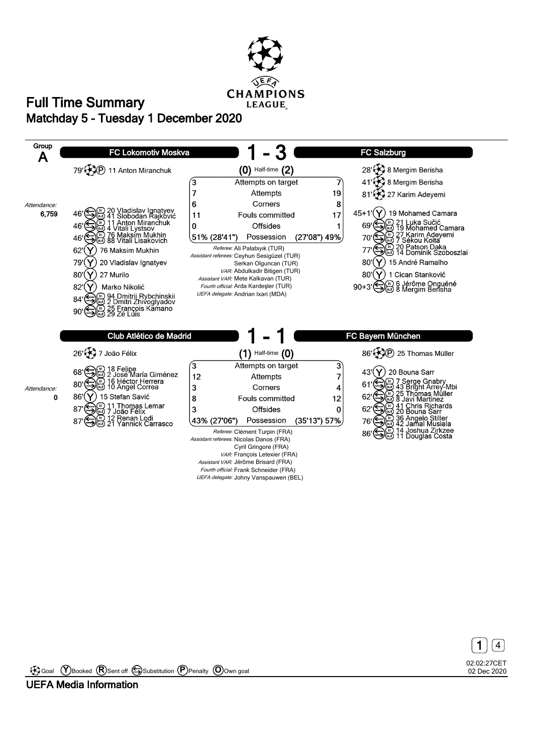# Full Time Summary

## Matchday 5 - Tuesday 1 December 2020

### Group A

## FC Lokomotiv Moskva 1 - 3 FC Salzburg

(0) Half-time (2)

**FC Lokomotiv Moskva**

- 79' Goal (Penalty) 11 Anton Miranchuk

Attendance: 6,759

- 46' Substitution: in 20 Vladislav Ignatyev, out 41 Slobodan Rajković
- 46' Substitution: in 11 Anton Miranchuk, out 4 Vitali Lystsov
- 46' Substitution: in 76 Maksim Mukhin, out 88 Vitali Lisakovich
- 62' Booked 76 Maksim Mukhin
- 79' Booked 20 Vladislav Ignatyev
- 80' Booked 27 Murilo
- 82' Booked Marko Nikolić
- 84' Substitution: in 94 Dmitrii Rybchinskii, out 2 Dmitri Zhivoglyadov
- 90' Substitution: in 25 François Kamano, out 29 Zé Luís

**FC Salzburg**

- 28' Goal 8 Mergim Berisha
- 41' Goal 8 Mergim Berisha
- 81' Goal 27 Karim Adeyemi
- 45+1' Booked 19 Mohamed Camara
- 69' Substitution: in 21 Luka Sučić, out 19 Mohamed Camara
- 70' Substitution: in 27 Karim Adeyemi, out 7 Sékou Koïta
- 77' Substitution: in 20 Patson Daka, out 14 Dominik Szoboszlai
- 80' Booked 15 André Ramalho
- 80' Booked 1 Cican Stanković
- 90+3' Substitution: in 6 Jérôme Onguéné, out 8 Mergim Berisha

| FC Lokomotiv Moskva | | FC Salzburg |
|---|---|---|
| 3 | Attempts on target | 7 |
| 7 | Attempts | 19 |
| 6 | Corners | 8 |
| 11 | Fouls committed | 17 |
| 0 | Offsides | 1 |
| 51% (28'41") | Possession | (27'08") 49% |

*Referee:* Ali Palabıyık (TUR)
*Assistant referees:* Ceyhun Sesigüzel (TUR), Serkan Olguncan (TUR)
*VAR:* Abdulkadir Bitigen (TUR)
*Assistant VAR:* Mete Kalkavan (TUR)
*Fourth official:* Arda Kardeşler (TUR)
*UEFA delegate:* Andrian Ixari (MDA)

## Club Atlético de Madrid 1 - 1 FC Bayern München

(1) Half-time (0)

**Club Atlético de Madrid**

- 26' Goal 7 João Félix

Attendance: 0

- 68' Substitution: in 18 Felipe, out 2 José María Giménez
- 80' Substitution: in 16 Héctor Herrera, out 10 Ángel Correa
- 86' Booked 15 Stefan Savić
- 87' Substitution: in 11 Thomas Lemar, out 7 João Félix
- 87' Substitution: in 12 Renan Lodi, out 21 Yannick Carrasco

**FC Bayern München**

- 86' Goal (Penalty) 25 Thomas Müller
- 43' Booked 20 Bouna Sarr
- 61' Substitution: in 7 Serge Gnabry, out 43 Bright Arrey-Mbi
- 62' Substitution: in 25 Thomas Müller, out 8 Javi Martínez
- 62' Substitution: in 41 Chris Richards, out 20 Bouna Sarr
- 76' Substitution: in 36 Angelo Stiller, out 42 Jamal Musiala
- 86' Substitution: in 14 Joshua Zirkzee, out 11 Douglas Costa

| Club Atlético de Madrid | | FC Bayern München |
|---|---|---|
| 3 | Attempts on target | 3 |
| 12 | Attempts | 7 |
| 3 | Corners | 4 |
| 8 | Fouls committed | 12 |
| 3 | Offsides | 0 |
| 43% (27'06") | Possession | (35'13") 57% |

*Referee:* Clément Turpin (FRA)
*Assistant referees:* Nicolas Danos (FRA), Cyril Gringore (FRA)
*VAR:* François Letexier (FRA)
*Assistant VAR:* Jérôme Brisard (FRA)
*Fourth official:* Frank Schneider (FRA)
*UEFA delegate:* Johny Vanspauwen (BEL)

Goal | Booked | Sent off | Substitution | Penalty | Own goal

02:02:27CET 02 Dec 2020

UEFA Media Information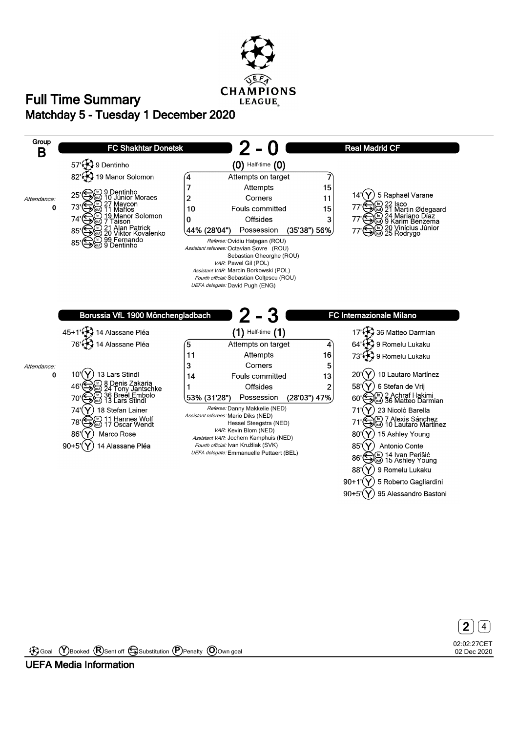# Full Time Summary

## Matchday 5 - Tuesday 1 December 2020

**Group B**

### FC Shakhtar Donetsk 2 - 0 Real Madrid CF

(0) Half-time (0)

**FC Shakhtar Donetsk**

- 57' Goal: 9 Dentinho
- 82' Goal: 19 Manor Solomon
- 25' Substitution: in 9 Dentinho, out 10 Júnior Moraes
- 73' Substitution: in 27 Maycon, out 11 Marlos
- 74' Substitution: in 19 Manor Solomon, out 7 Taison
- 85' Substitution: in 21 Alan Patrick, out 20 Viktor Kovalenko
- 85' Substitution: in 99 Fernando, out 9 Dentinho

Attendance: 0

| FC Shakhtar Donetsk | | Real Madrid CF |
|---|---|---|
| 4 | Attempts on target | 7 |
| 7 | Attempts | 15 |
| 2 | Corners | 11 |
| 10 | Fouls committed | 15 |
| 0 | Offsides | 3 |
| 44% (28'04") | Possession | (35'38") 56% |

*Referee:* Ovidiu Haţegan (ROU)
*Assistant referees:* Octavian Şovre (ROU), Sebastian Gheorghe (ROU)
*VAR:* Pawel Gil (POL)
*Assistant VAR:* Marcin Borkowski (POL)
*Fourth official:* Sebastian Colţescu (ROU)
*UEFA delegate:* David Pugh (ENG)

**Real Madrid CF**

- 14' Booked: 5 Raphaël Varane
- 77' Substitution: in 22 Isco, out 21 Martin Ødegaard
- 77' Substitution: in 24 Mariano Díaz, out 9 Karim Benzema
- 77' Substitution: in 20 Vinícius Júnior, out 25 Rodrygo

### Borussia VfL 1900 Mönchengladbach 2 - 3 FC Internazionale Milano

(1) Half-time (1)

**Borussia VfL 1900 Mönchengladbach**

- 45+1' Goal: 14 Alassane Pléa
- 76' Goal: 14 Alassane Pléa
- 10' Booked: 13 Lars Stindl
- 46' Substitution: in 8 Denis Zakaria, out 24 Tony Jantschke
- 70' Substitution: in 36 Breel Embolo, out 13 Lars Stindl
- 74' Booked: 18 Stefan Lainer
- 78' Substitution: in 11 Hannes Wolf, out 17 Oscar Wendt
- 86' Booked: Marco Rose
- 90+5' Booked: 14 Alassane Pléa

Attendance: 0

| Borussia VfL 1900 Mönchengladbach | | FC Internazionale Milano |
|---|---|---|
| 5 | Attempts on target | 4 |
| 11 | Attempts | 16 |
| 3 | Corners | 5 |
| 14 | Fouls committed | 13 |
| 1 | Offsides | 2 |
| 53% (31'28") | Possession | (28'03") 47% |

*Referee:* Danny Makkelie (NED)
*Assistant referees:* Mario Diks (NED), Hessel Steegstra (NED)
*VAR:* Kevin Blom (NED)
*Assistant VAR:* Jochem Kamphuis (NED)
*Fourth official:* Ivan Kružliak (SVK)
*UEFA delegate:* Emmanuelle Puttaert (BEL)

**FC Internazionale Milano**

- 17' Goal: 36 Matteo Darmian
- 64' Goal: 9 Romelu Lukaku
- 73' Goal: 9 Romelu Lukaku
- 20' Booked: 10 Lautaro Martínez
- 58' Booked: 6 Stefan de Vrij
- 60' Substitution: in 2 Achraf Hakimi, out 36 Matteo Darmian
- 71' Booked: 23 Nicolò Barella
- 71' Substitution: in 7 Alexis Sánchez, out 10 Lautaro Martínez
- 80' Booked: 15 Ashley Young
- 85' Booked: Antonio Conte
- 86' Substitution: in 14 Ivan Perišić, out 15 Ashley Young
- 88' Booked: 9 Romelu Lukaku
- 90+1' Booked: 5 Roberto Gagliardini
- 90+5' Booked: 95 Alessandro Bastoni

Goal · Booked · Sent off · Substitution · Penalty · Own goal

02:02:27CET 02 Dec 2020

UEFA Media Information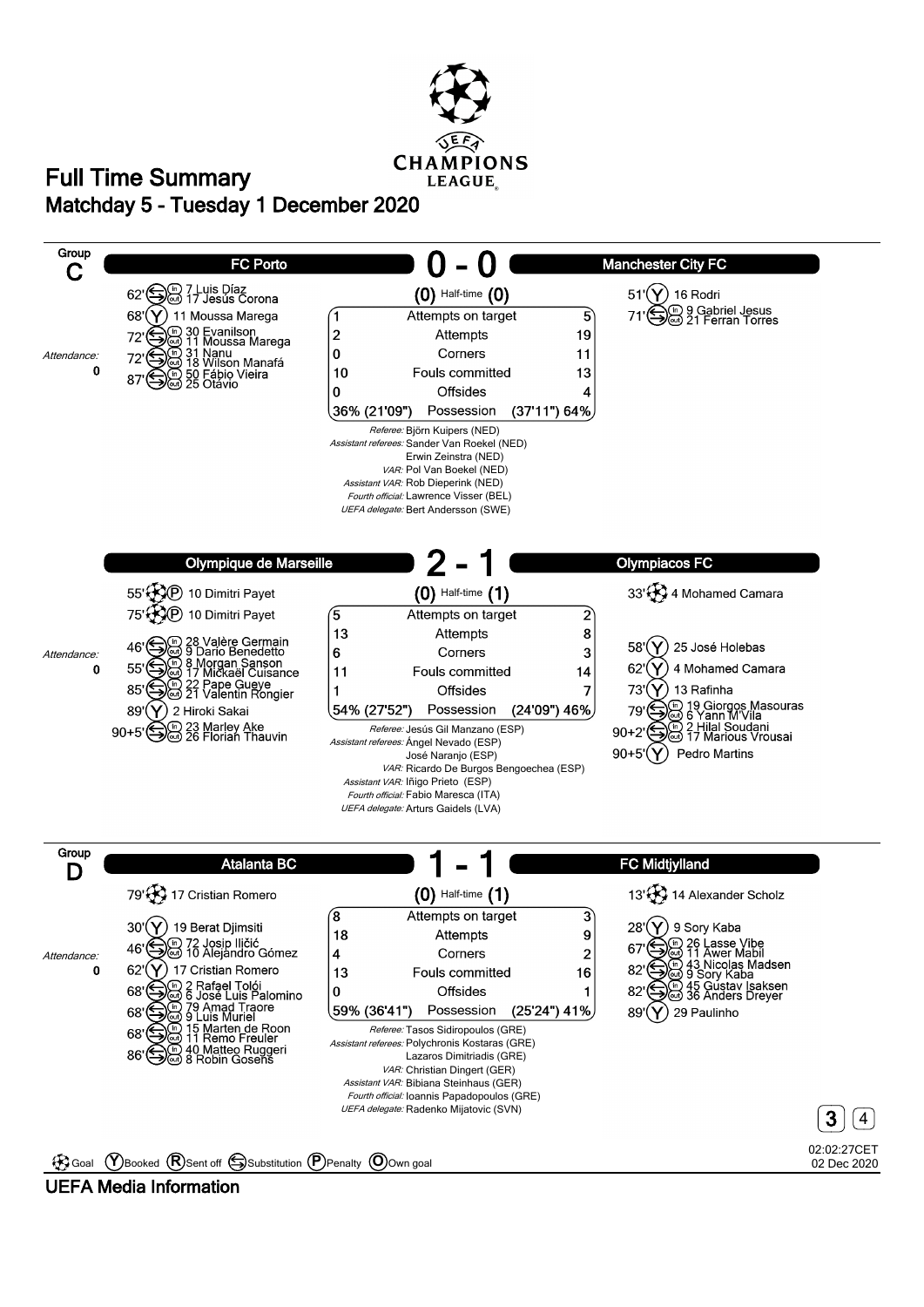# Full Time Summary

## Matchday 5 - Tuesday 1 December 2020

## Group C

### FC Porto 0 - 0 Manchester City FC

(0) Half-time (0)

**FC Porto**

- 62' Substitution: in 7 Luis Díaz, out 17 Jesús Corona
- 68' Booked: 11 Moussa Marega
- 72' Substitution: in 30 Evanilson, out 11 Moussa Marega
- 72' Substitution: in 31 Nanu, out 18 Wilson Manafá
- 87' Substitution: in 50 Fábio Vieira, out 25 Otávio

*Attendance:* 0

**Manchester City FC**

- 51' Booked: 16 Rodri
- 71' Substitution: in 9 Gabriel Jesus, out 21 Ferran Torres

| FC Porto | | Manchester City FC |
|---|---|---|
| 1 | Attempts on target | 5 |
| 2 | Attempts | 19 |
| 0 | Corners | 11 |
| 10 | Fouls committed | 13 |
| 0 | Offsides | 4 |
| 36% (21'09") | Possession | (37'11") 64% |

*Referee:* Björn Kuipers (NED)
*Assistant referees:* Sander Van Roekel (NED), Erwin Zeinstra (NED)
*VAR:* Pol Van Boekel (NED)
*Assistant VAR:* Rob Dieperink (NED)
*Fourth official:* Lawrence Visser (BEL)
*UEFA delegate:* Bert Andersson (SWE)

### Olympique de Marseille 2 - 1 Olympiacos FC

(0) Half-time (1)

**Olympique de Marseille**

- 55' Goal (Penalty): 10 Dimitri Payet
- 75' Goal (Penalty): 10 Dimitri Payet
- 46' Substitution: in 28 Valère Germain, out 9 Dario Benedetto
- 55' Substitution: in 8 Morgan Sanson, out 17 Mickaël Cuisance
- 85' Substitution: in 22 Pape Gueye, out 21 Valentin Rongier
- 89' Booked: 2 Hiroki Sakai
- 90+5' Substitution: in 23 Marley Ake, out 26 Florian Thauvin

*Attendance:* 0

**Olympiacos FC**

- 33' Goal: 4 Mohamed Camara
- 58' Booked: 25 José Holebas
- 62' Booked: 4 Mohamed Camara
- 73' Booked: 13 Rafinha
- 79' Substitution: in 19 Giorgos Masouras, out 6 Yann M'Vila
- 90+2' Substitution: in 2 Hilal Soudani, out 17 Marious Vrousai
- 90+5' Booked: Pedro Martins

| Olympique de Marseille | | Olympiacos FC |
|---|---|---|
| 5 | Attempts on target | 2 |
| 13 | Attempts | 8 |
| 6 | Corners | 3 |
| 11 | Fouls committed | 14 |
| 1 | Offsides | 7 |
| 54% (27'52") | Possession | (24'09") 46% |

*Referee:* Jesús Gil Manzano (ESP)
*Assistant referees:* Ángel Nevado (ESP), José Naranjo (ESP)
*VAR:* Ricardo De Burgos Bengoechea (ESP)
*Assistant VAR:* Iñigo Prieto (ESP)
*Fourth official:* Fabio Maresca (ITA)
*UEFA delegate:* Arturs Gaidels (LVA)

## Group D

### Atalanta BC 1 - 1 FC Midtjylland

(0) Half-time (1)

**Atalanta BC**

- 79' Goal: 17 Cristian Romero
- 30' Booked: 19 Berat Djimsiti
- 46' Substitution: in 72 Josip Iličić, out 10 Alejandro Gómez
- 62' Booked: 17 Cristian Romero
- 68' Substitution: in 2 Rafael Tolói, out 6 José Luis Palomino
- 68' Substitution: in 79 Amad Traore, out 9 Luis Muriel
- 68' Substitution: in 15 Marten de Roon, out 11 Remo Freuler
- 86' Substitution: in 40 Matteo Ruggeri, out 8 Robin Gosens

*Attendance:* 0

**FC Midtjylland**

- 13' Goal: 14 Alexander Scholz
- 28' Booked: 9 Sory Kaba
- 67' Substitution: in 26 Lasse Vibe, out 11 Awer Mabil
- 82' Substitution: in 43 Nicolas Madsen, out 9 Sory Kaba
- 82' Substitution: in 45 Gustav Isaksen, out 36 Anders Dreyer
- 89' Booked: 29 Paulinho

| Atalanta BC | | FC Midtjylland |
|---|---|---|
| 8 | Attempts on target | 3 |
| 18 | Attempts | 9 |
| 4 | Corners | 2 |
| 13 | Fouls committed | 16 |
| 0 | Offsides | 1 |
| 59% (36'41") | Possession | (25'24") 41% |

*Referee:* Tasos Sidiropoulos (GRE)
*Assistant referees:* Polychronis Kostaras (GRE), Lazaros Dimitriadis (GRE)
*VAR:* Christian Dingert (GER)
*Assistant VAR:* Bibiana Steinhaus (GER)
*Fourth official:* Ioannis Papadopoulos (GRE)
*UEFA delegate:* Radenko Mijatovic (SVN)

Goal | (Y) Booked | (R) Sent off | Substitution | (P) Penalty | (O) Own goal

02:02:27CET 02 Dec 2020

UEFA Media Information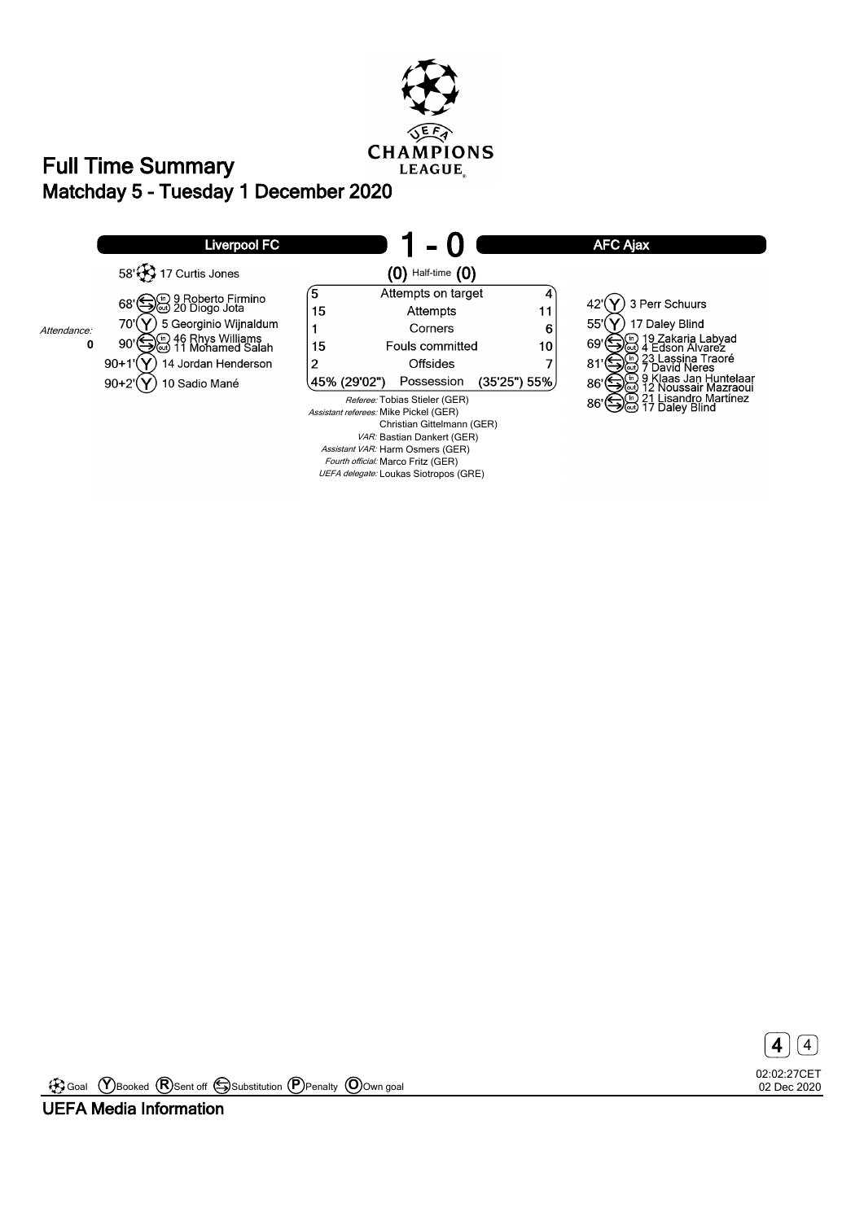# Full Time Summary

## Matchday 5 - Tuesday 1 December 2020

**Liverpool FC 1 - 0 AFC Ajax**

(0) Half-time (0)

Attendance: 0

**Liverpool FC**

- 58' Goal 17 Curtis Jones
- 68' Substitution (in) 9 Roberto Firmino (out) 20 Diogo Jota
- 70' Booked 5 Georginio Wijnaldum
- 90' Substitution (in) 46 Rhys Williams (out) 11 Mohamed Salah
- 90+1' Booked 14 Jordan Henderson
- 90+2' Booked 10 Sadio Mané

| Liverpool FC | | AFC Ajax |
|---|---|---|
| 5 | Attempts on target | 4 |
| 15 | Attempts | 11 |
| 1 | Corners | 6 |
| 15 | Fouls committed | 10 |
| 2 | Offsides | 7 |
| 45% (29'02") | Possession | (35'25") 55% |

**AFC Ajax**

- 42' Booked 3 Perr Schuurs
- 55' Booked 17 Daley Blind
- 69' Substitution (in) 19 Zakaria Labyad (out) 4 Edson Álvarez
- 81' Substitution (in) 23 Lassina Traoré (out) 7 David Neres
- 86' Substitution (in) 9 Klaas Jan Huntelaar (out) 12 Noussair Mazraoui
- 86' Substitution (in) 21 Lisandro Martínez (out) 17 Daley Blind

*Referee:* Tobias Stieler (GER)
*Assistant referees:* Mike Pickel (GER), Christian Gittelmann (GER)
*VAR:* Bastian Dankert (GER)
*Assistant VAR:* Harm Osmers (GER)
*Fourth official:* Marco Fritz (GER)
*UEFA delegate:* Loukas Siotropos (GRE)

Goal · Booked · Sent off · Substitution · Penalty · Own goal

02:02:27CET 02 Dec 2020

UEFA Media Information